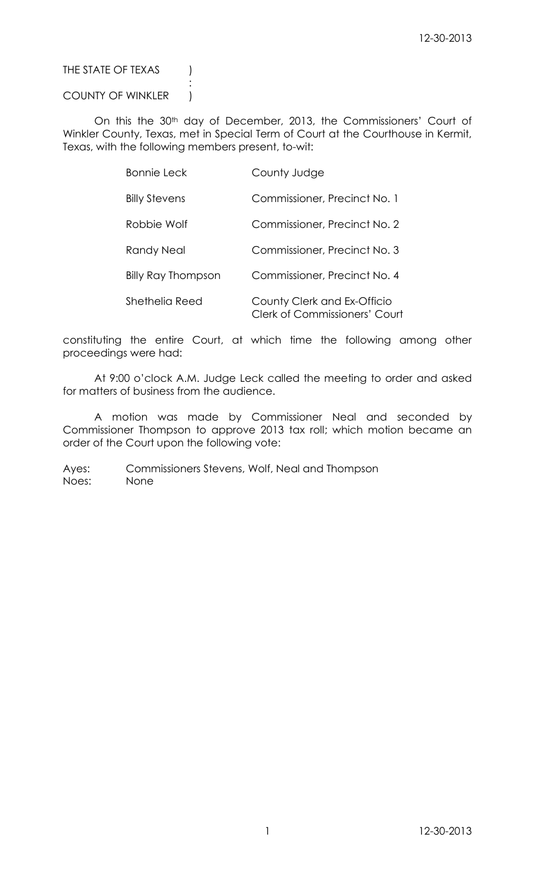THE STATE OF TEXAS )
:
COUNTY OF WINKLER )

On this the 30th day of December, 2013, the Commissioners' Court of Winkler County, Texas, met in Special Term of Court at the Courthouse in Kermit, Texas, with the following members present, to-wit:

| | |
|---|---|
| Bonnie Leck | County Judge |
| Billy Stevens | Commissioner, Precinct No. 1 |
| Robbie Wolf | Commissioner, Precinct No. 2 |
| Randy Neal | Commissioner, Precinct No. 3 |
| Billy Ray Thompson | Commissioner, Precinct No. 4 |
| Shethelia Reed | County Clerk and Ex-Officio Clerk of Commissioners' Court |

constituting the entire Court, at which time the following among other proceedings were had:

At 9:00 o'clock A.M. Judge Leck called the meeting to order and asked for matters of business from the audience.

A motion was made by Commissioner Neal and seconded by Commissioner Thompson to approve 2013 tax roll; which motion became an order of the Court upon the following vote:

Ayes: Commissioners Stevens, Wolf, Neal and Thompson
Noes: None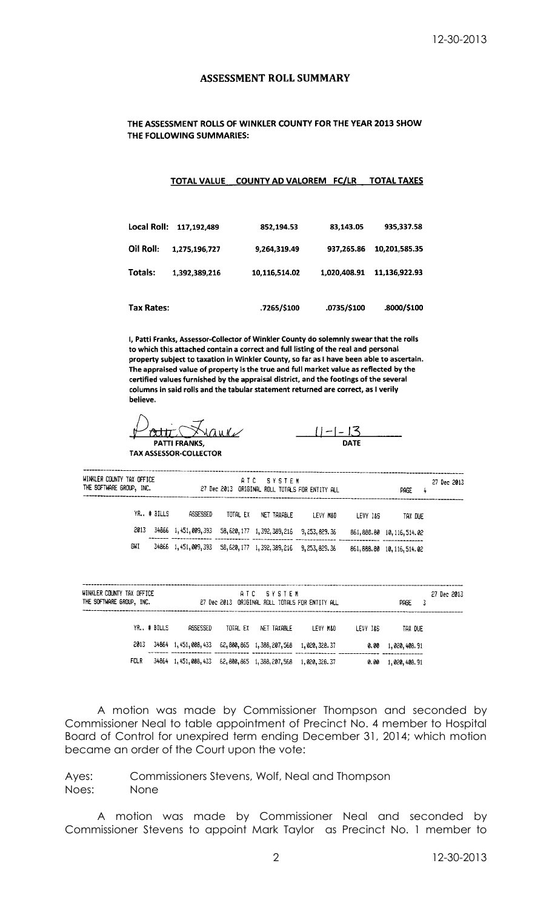## ASSESSMENT ROLL SUMMARY

**THE ASSESSMENT ROLLS OF WINKLER COUNTY FOR THE YEAR 2013 SHOW THE FOLLOWING SUMMARIES:**

| | TOTAL VALUE | COUNTY AD VALOREM | FC/LR | TOTAL TAXES |
|---|---|---|---|---|
| **Local Roll:** | 117,192,489 | 852,194.53 | 83,143.05 | 935,337.58 |
| **Oil Roll:** | 1,275,196,727 | 9,264,319.49 | 937,265.86 | 10,201,585.35 |
| **Totals:** | 1,392,389,216 | 10,116,514.02 | 1,020,408.91 | 11,136,922.93 |
| **Tax Rates:** | | .7265/$100 | .0735/$100 | .8000/$100 |

I, Patti Franks, Assessor-Collector of Winkler County do solemnly swear that the rolls to which this attached contain a correct and full listing of the real and personal property subject to taxation in Winkler County, so far as I have been able to ascertain. The appraised value of property is the true and full market value as reflected by the certified values furnished by the appraisal district, and the footings of the several columns in said rolls and the tabular statement returned are correct, as I verily believe.

Patti Franks (signature)
**PATTI FRANKS,**
**TAX ASSESSOR-COLLECTOR**

11-1-13
**DATE**

```
WINKLER COUNTY TAX OFFICE                    A T C   S Y S T E M                                  27 Dec 2013
THE SOFTWARE GROUP, INC.        27 Dec 2013  ORIGINAL ROLL TOTALS FOR ENTITY ALL             PAGE   4
```

| YR.. | # BILLS | ASSESSED | TOTAL EX | NET TAXABLE | LEVY M&O | LEVY I&S | TAX DUE |
|---|---|---|---|---|---|---|---|
| 2013 | 34866 | 1,451,009,393 | 58,620,177 | 1,392,389,216 | 9,253,829.36 | 861,888.80 | 10,116,514.02 |
| GWI | 34866 | 1,451,009,393 | 58,620,177 | 1,392,389,216 | 9,253,829.36 | 861,888.80 | 10,116,514.02 |

```
WINKLER COUNTY TAX OFFICE                    A T C   S Y S T E M                                  27 Dec 2013
THE SOFTWARE GROUP, INC.        27 Dec 2013  ORIGINAL ROLL TOTALS FOR ENTITY ALL             PAGE   3
```

| YR.. | # BILLS | ASSESSED | TOTAL EX | NET TAXABLE | LEVY M&O | LEVY I&S | TAX DUE |
|---|---|---|---|---|---|---|---|
| 2013 | 34864 | 1,451,008,433 | 62,800,865 | 1,388,207,568 | 1,020,328.37 | 0.00 | 1,020,408.91 |
| FCLR | 34864 | 1,451,008,433 | 62,800,865 | 1,388,207,568 | 1,020,328.37 | 0.00 | 1,020,408.91 |

A motion was made by Commissioner Thompson and seconded by Commissioner Neal to table appointment of Precinct No. 4 member to Hospital Board of Control for unexpired term ending December 31, 2014; which motion became an order of the Court upon the vote:

Ayes: Commissioners Stevens, Wolf, Neal and Thompson
Noes: None

A motion was made by Commissioner Neal and seconded by Commissioner Stevens to appoint Mark Taylor as Precinct No. 1 member to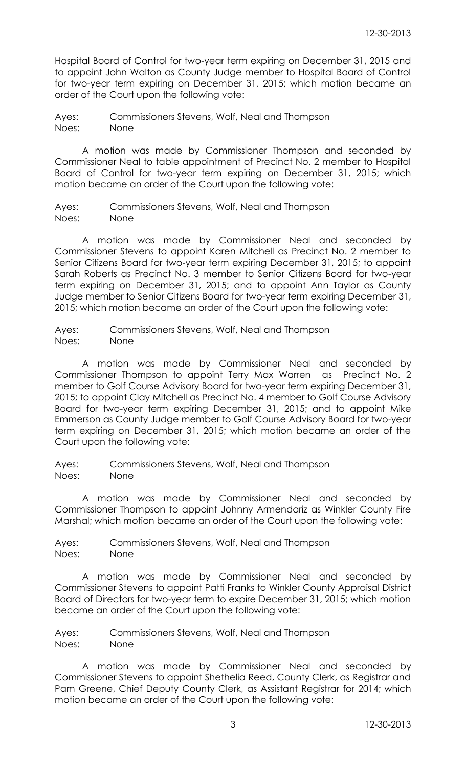Hospital Board of Control for two-year term expiring on December 31, 2015 and to appoint John Walton as County Judge member to Hospital Board of Control for two-year term expiring on December 31, 2015; which motion became an order of the Court upon the following vote:

Ayes: Commissioners Stevens, Wolf, Neal and Thompson
Noes: None

A motion was made by Commissioner Thompson and seconded by Commissioner Neal to table appointment of Precinct No. 2 member to Hospital Board of Control for two-year term expiring on December 31, 2015; which motion became an order of the Court upon the following vote:

Ayes: Commissioners Stevens, Wolf, Neal and Thompson
Noes: None

A motion was made by Commissioner Neal and seconded by Commissioner Stevens to appoint Karen Mitchell as Precinct No. 2 member to Senior Citizens Board for two-year term expiring December 31, 2015; to appoint Sarah Roberts as Precinct No. 3 member to Senior Citizens Board for two-year term expiring on December 31, 2015; and to appoint Ann Taylor as County Judge member to Senior Citizens Board for two-year term expiring December 31, 2015; which motion became an order of the Court upon the following vote:

Ayes: Commissioners Stevens, Wolf, Neal and Thompson
Noes: None

A motion was made by Commissioner Neal and seconded by Commissioner Thompson to appoint Terry Max Warren as Precinct No. 2 member to Golf Course Advisory Board for two-year term expiring December 31, 2015; to appoint Clay Mitchell as Precinct No. 4 member to Golf Course Advisory Board for two-year term expiring December 31, 2015; and to appoint Mike Emmerson as County Judge member to Golf Course Advisory Board for two-year term expiring on December 31, 2015; which motion became an order of the Court upon the following vote:

Ayes: Commissioners Stevens, Wolf, Neal and Thompson
Noes: None

A motion was made by Commissioner Neal and seconded by Commissioner Thompson to appoint Johnny Armendariz as Winkler County Fire Marshal; which motion became an order of the Court upon the following vote:

Ayes: Commissioners Stevens, Wolf, Neal and Thompson
Noes: None

A motion was made by Commissioner Neal and seconded by Commissioner Stevens to appoint Patti Franks to Winkler County Appraisal District Board of Directors for two-year term to expire December 31, 2015; which motion became an order of the Court upon the following vote:

Ayes: Commissioners Stevens, Wolf, Neal and Thompson
Noes: None

A motion was made by Commissioner Neal and seconded by Commissioner Stevens to appoint Shethelia Reed, County Clerk, as Registrar and Pam Greene, Chief Deputy County Clerk, as Assistant Registrar for 2014; which motion became an order of the Court upon the following vote: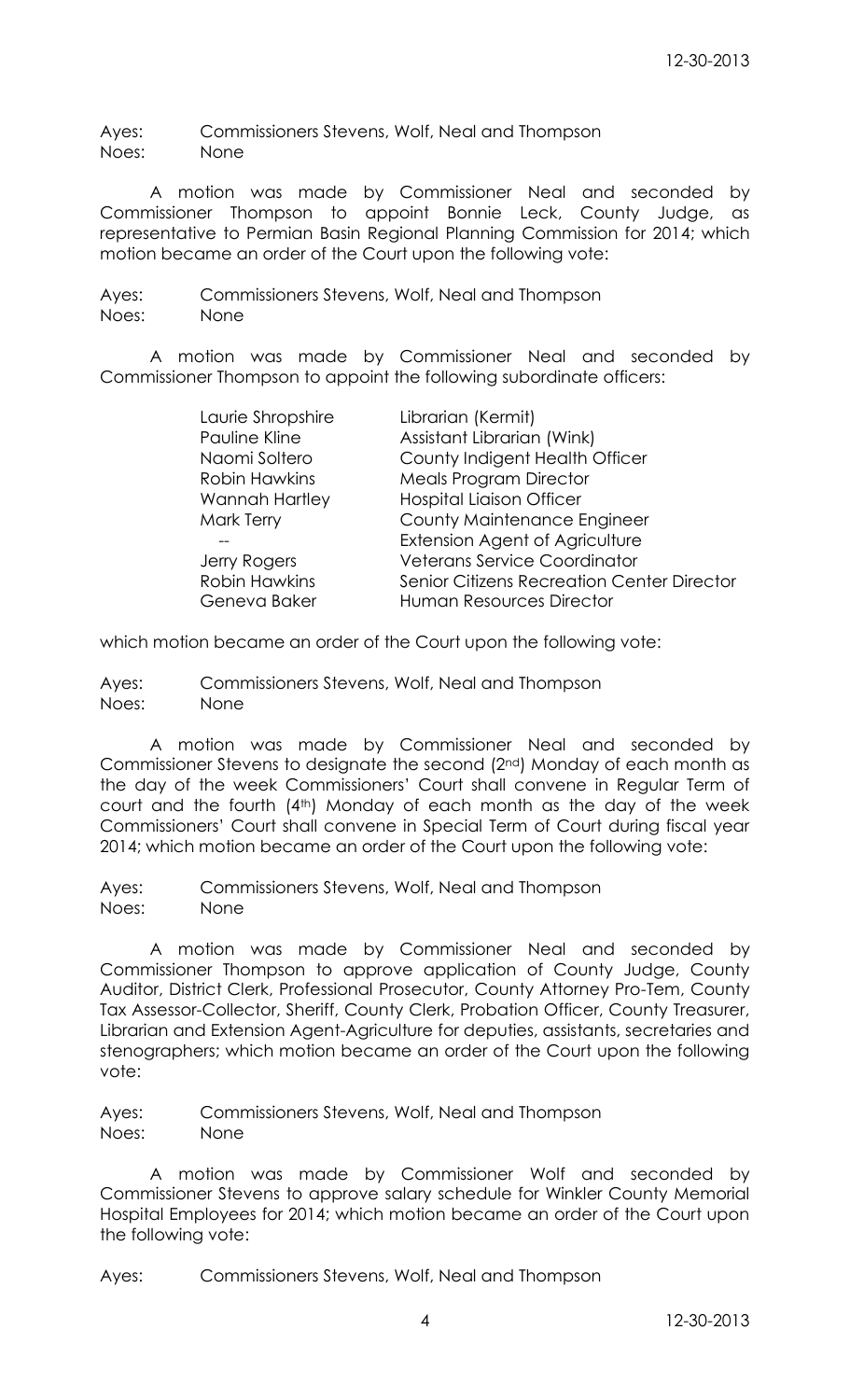Ayes: Commissioners Stevens, Wolf, Neal and Thompson
Noes: None

A motion was made by Commissioner Neal and seconded by Commissioner Thompson to appoint Bonnie Leck, County Judge, as representative to Permian Basin Regional Planning Commission for 2014; which motion became an order of the Court upon the following vote:

Ayes: Commissioners Stevens, Wolf, Neal and Thompson
Noes: None

A motion was made by Commissioner Neal and seconded by Commissioner Thompson to appoint the following subordinate officers:

| | |
|---|---|
| Laurie Shropshire | Librarian (Kermit) |
| Pauline Kline | Assistant Librarian (Wink) |
| Naomi Soltero | County Indigent Health Officer |
| Robin Hawkins | Meals Program Director |
| Wannah Hartley | Hospital Liaison Officer |
| Mark Terry | County Maintenance Engineer |
| -- | Extension Agent of Agriculture |
| Jerry Rogers | Veterans Service Coordinator |
| Robin Hawkins | Senior Citizens Recreation Center Director |
| Geneva Baker | Human Resources Director |

which motion became an order of the Court upon the following vote:

Ayes: Commissioners Stevens, Wolf, Neal and Thompson
Noes: None

A motion was made by Commissioner Neal and seconded by Commissioner Stevens to designate the second (2nd) Monday of each month as the day of the week Commissioners' Court shall convene in Regular Term of court and the fourth (4th) Monday of each month as the day of the week Commissioners' Court shall convene in Special Term of Court during fiscal year 2014; which motion became an order of the Court upon the following vote:

Ayes: Commissioners Stevens, Wolf, Neal and Thompson
Noes: None

A motion was made by Commissioner Neal and seconded by Commissioner Thompson to approve application of County Judge, County Auditor, District Clerk, Professional Prosecutor, County Attorney Pro-Tem, County Tax Assessor-Collector, Sheriff, County Clerk, Probation Officer, County Treasurer, Librarian and Extension Agent-Agriculture for deputies, assistants, secretaries and stenographers; which motion became an order of the Court upon the following vote:

Ayes: Commissioners Stevens, Wolf, Neal and Thompson
Noes: None

A motion was made by Commissioner Wolf and seconded by Commissioner Stevens to approve salary schedule for Winkler County Memorial Hospital Employees for 2014; which motion became an order of the Court upon the following vote:

Ayes: Commissioners Stevens, Wolf, Neal and Thompson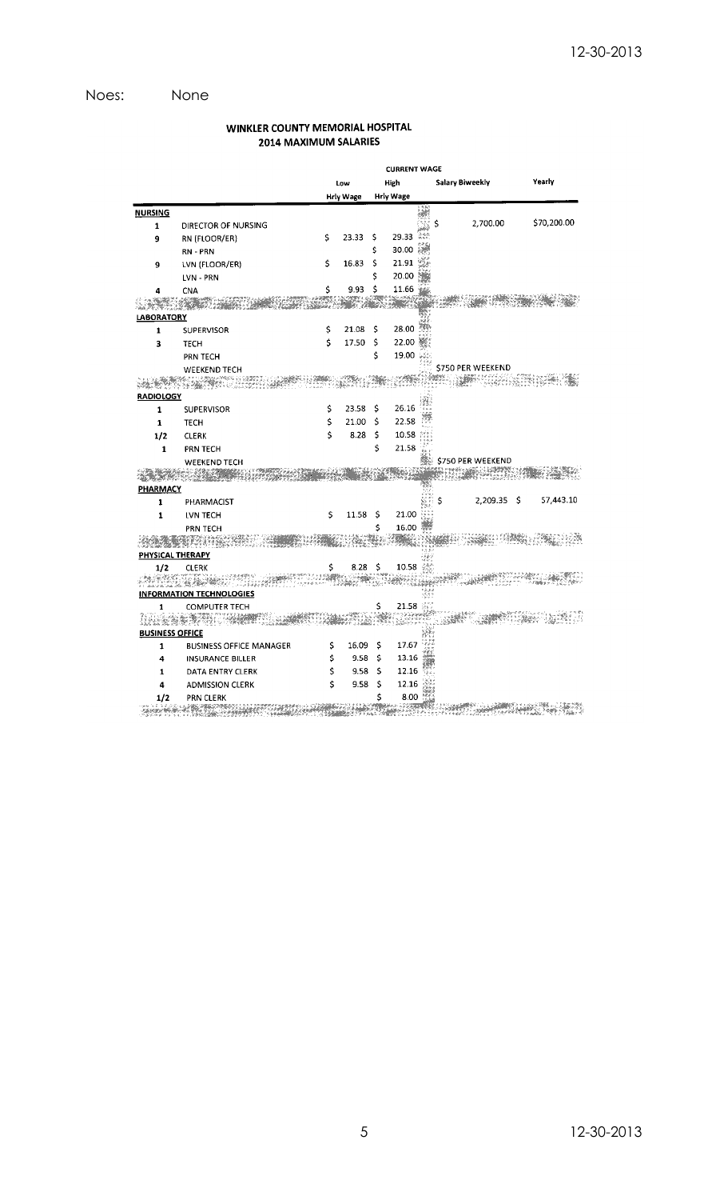Noes: None

## WINKLER COUNTY MEMORIAL HOSPITAL
## 2014 MAXIMUM SALARIES

| | | CURRENT WAGE | | | |
|---|---|---|---|---|---|
| | | Low Hrly Wage | High Hrly Wage | Salary Biweekly | Yearly |
| **NURSING** | | | | | |
| 1 | DIRECTOR OF NURSING | | | $ 2,700.00 | $70,200.00 |
| 9 | RN (FLOOR/ER) | $ 23.33 | $ 29.33 | | |
| | RN - PRN | | $ 30.00 | | |
| 9 | LVN (FLOOR/ER) | $ 16.83 | $ 21.91 | | |
| | LVN - PRN | | $ 20.00 | | |
| 4 | CNA | $ 9.93 | $ 11.66 | | |
| **LABORATORY** | | | | | |
| 1 | SUPERVISOR | $ 21.08 | $ 28.00 | | |
| 3 | TECH | $ 17.50 | $ 22.00 | | |
| | PRN TECH | | $ 19.00 | | |
| | WEEKEND TECH | | | $750 PER WEEKEND | |
| **RADIOLOGY** | | | | | |
| 1 | SUPERVISOR | $ 23.58 | $ 26.16 | | |
| 1 | TECH | $ 21.00 | $ 22.58 | | |
| 1/2 | CLERK | $ 8.28 | $ 10.58 | | |
| 1 | PRN TECH | | $ 21.58 | | |
| | WEEKEND TECH | | | $750 PER WEEKEND | |
| **PHARMACY** | | | | | |
| 1 | PHARMACIST | | | $ 2,209.35 | $ 57,443.10 |
| 1 | LVN TECH | $ 11.58 | $ 21.00 | | |
| | PRN TECH | | $ 16.00 | | |
| **PHYSICAL THERAPY** | | | | | |
| 1/2 | CLERK | $ 8.28 | $ 10.58 | | |
| **INFORMATION TECHNOLOGIES** | | | | | |
| 1 | COMPUTER TECH | | $ 21.58 | | |
| **BUSINESS OFFICE** | | | | | |
| 1 | BUSINESS OFFICE MANAGER | $ 16.09 | $ 17.67 | | |
| 4 | INSURANCE BILLER | $ 9.58 | $ 13.16 | | |
| 1 | DATA ENTRY CLERK | $ 9.58 | $ 12.16 | | |
| 4 | ADMISSION CLERK | $ 9.58 | $ 12.16 | | |
| 1/2 | PRN CLERK | | $ 8.00 | | |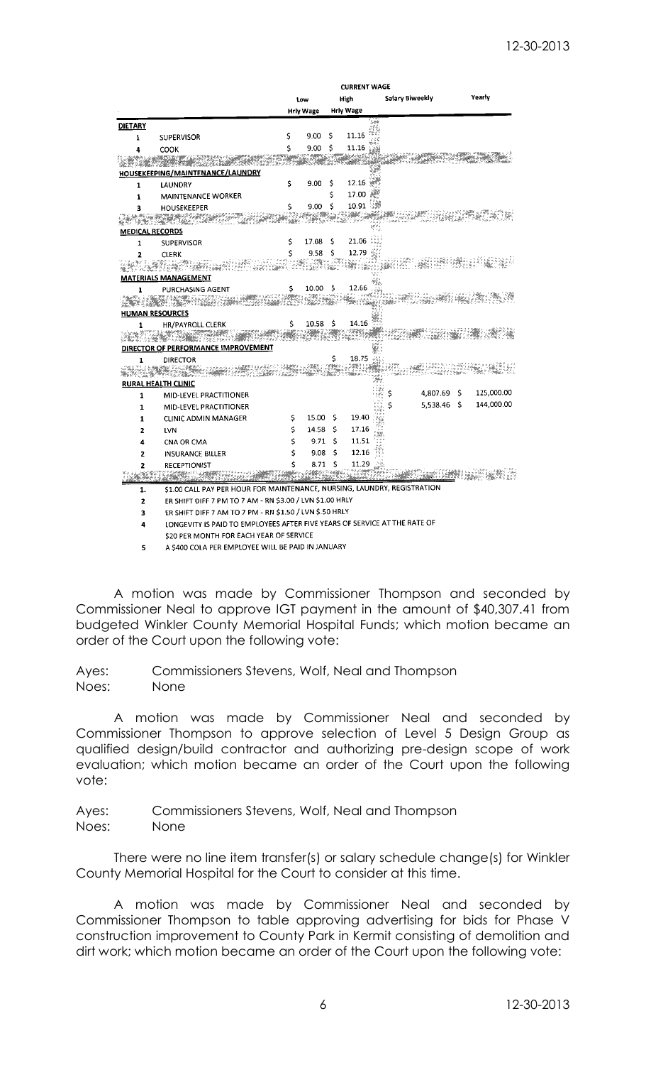| | | CURRENT WAGE | | | |
|---|---|---|---|---|---|
| | | Low Hrly Wage | High Hrly Wage | Salary Biweekly | Yearly |
| **DIETARY** | | | | | |
| 1 | SUPERVISOR | $ 9.00 | $ 11.16 | | |
| 4 | COOK | $ 9.00 | $ 11.16 | | |
| **HOUSEKEEPING/MAINTENANCE/LAUNDRY** | | | | | |
| 1 | LAUNDRY | $ 9.00 | $ 12.16 | | |
| 1 | MAINTENANCE WORKER | | $ 17.00 | | |
| 3 | HOUSEKEEPER | $ 9.00 | $ 10.91 | | |
| **MEDICAL RECORDS** | | | | | |
| 1 | SUPERVISOR | $ 17.08 | $ 21.06 | | |
| 2 | CLERK | $ 9.58 | $ 12.79 | | |
| **MATERIALS MANAGEMENT** | | | | | |
| 1 | PURCHASING AGENT | $ 10.00 | $ 12.66 | | |
| **HUMAN RESOURCES** | | | | | |
| 1 | HR/PAYROLL CLERK | $ 10.58 | $ 14.16 | | |
| **DIRECTOR OF PERFORMANCE IMPROVEMENT** | | | | | |
| 1 | DIRECTOR | | $ 18.75 | | |
| **RURAL HEALTH CLINIC** | | | | | |
| 1 | MID-LEVEL PRACTITIONER | | | $ 4,807.69 | $ 125,000.00 |
| 1 | MID-LEVEL PRACTITIONER | | | $ 5,538.46 | $ 144,000.00 |
| 1 | CLINIC ADMIN MANAGER | $ 15.00 | $ 19.40 | | |
| 2 | LVN | $ 14.58 | $ 17.16 | | |
| 4 | CNA OR CMA | $ 9.71 | $ 11.51 | | |
| 2 | INSURANCE BILLER | $ 9.08 | $ 12.16 | | |
| 2 | RECEPTIONIST | $ 8.71 | $ 11.29 | | |

1. $1.00 CALL PAY PER HOUR FOR MAINTENANCE, NURSING, LAUNDRY, REGISTRATION
2. ER SHIFT DIFF 7 PM TO 7 AM - RN $3.00 / LVN $1.00 HRLY
3. ER SHIFT DIFF 7 AM TO 7 PM - RN $1.50 / LVN $.50 HRLY
4. LONGEVITY IS PAID TO EMPLOYEES AFTER FIVE YEARS OF SERVICE AT THE RATE OF $20 PER MONTH FOR EACH YEAR OF SERVICE
5. A $400 COLA PER EMPLOYEE WILL BE PAID IN JANUARY

A motion was made by Commissioner Thompson and seconded by Commissioner Neal to approve IGT payment in the amount of $40,307.41 from budgeted Winkler County Memorial Hospital Funds; which motion became an order of the Court upon the following vote:

Ayes: Commissioners Stevens, Wolf, Neal and Thompson
Noes: None

A motion was made by Commissioner Neal and seconded by Commissioner Thompson to approve selection of Level 5 Design Group as qualified design/build contractor and authorizing pre-design scope of work evaluation; which motion became an order of the Court upon the following vote:

Ayes: Commissioners Stevens, Wolf, Neal and Thompson
Noes: None

There were no line item transfer(s) or salary schedule change(s) for Winkler County Memorial Hospital for the Court to consider at this time.

A motion was made by Commissioner Neal and seconded by Commissioner Thompson to table approving advertising for bids for Phase V construction improvement to County Park in Kermit consisting of demolition and dirt work; which motion became an order of the Court upon the following vote: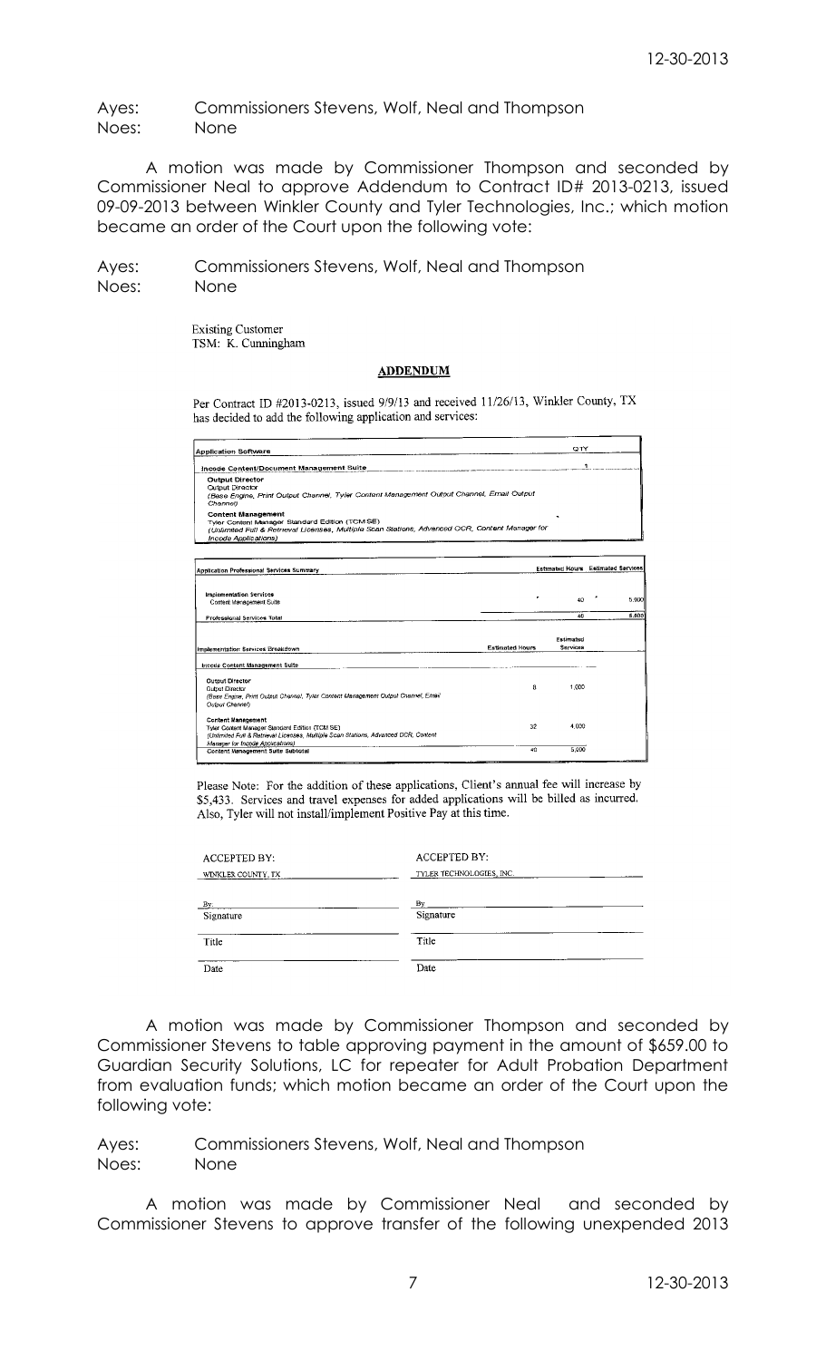Ayes: Commissioners Stevens, Wolf, Neal and Thompson
Noes: None

A motion was made by Commissioner Thompson and seconded by Commissioner Neal to approve Addendum to Contract ID# 2013-0213, issued 09-09-2013 between Winkler County and Tyler Technologies, Inc.; which motion became an order of the Court upon the following vote:

Ayes: Commissioners Stevens, Wolf, Neal and Thompson
Noes: None

Existing Customer
TSM: K. Cunningham

**ADDENDUM**

Per Contract ID #2013-0213, issued 9/9/13 and received 11/26/13, Winkler County, TX has decided to add the following application and services:

| Application Software | QTY |
|---|---|
| Incode Content/Document Management Suite | 1 |
| **Output Director**<br>Output Director<br>*(Base Engine, Print Output Channel, Tyler Content Management Output Channel, Email Output Channel)* | |
| **Content Management**<br>Tyler Content Manager Standard Edition (TCM SE)<br>*(Unlimited Full & Retrieval Licenses, Multiple Scan Stations, Advanced OCR, Content Manager for Incode Applications)* | |

| Application Professional Services Summary | Estimated Hours | Estimated Services |
|---|---|---|
| **Implementation Services**<br>Content Management Suite | 40 | 5,000 |
| Professional Services Total | 40 | 5,000 |

| Implementation Services Breakdown | Estimated Hours | Estimated Services |
|---|---|---|
| Incode Content Management Suite | | |
| **Output Director**<br>Output Director<br>*(Base Engine, Print Output Channel, Tyler Content Management Output Channel, Email Output Channel)* | 8 | 1,000 |
| **Content Management**<br>Tyler Content Manager Standard Edition (TCM SE)<br>*(Unlimited Full & Retrieval Licenses, Multiple Scan Stations, Advanced OCR, Content Manager for Incode Applications)* | 32 | 4,000 |
| Content Management Suite Subtotal | 40 | 5,000 |

Please Note: For the addition of these applications, Client's annual fee will increase by $5,433. Services and travel expenses for added applications will be billed as incurred. Also, Tyler will not install/implement Positive Pay at this time.

| ACCEPTED BY: | ACCEPTED BY: |
|---|---|
| WINKLER COUNTY, TX | TYLER TECHNOLOGIES, INC. |
| By: | By |
| Signature | Signature |
| Title | Title |
| Date | Date |

A motion was made by Commissioner Thompson and seconded by Commissioner Stevens to table approving payment in the amount of $659.00 to Guardian Security Solutions, LC for repeater for Adult Probation Department from evaluation funds; which motion became an order of the Court upon the following vote:

Ayes: Commissioners Stevens, Wolf, Neal and Thompson
Noes: None

A motion was made by Commissioner Neal and seconded by Commissioner Stevens to approve transfer of the following unexpended 2013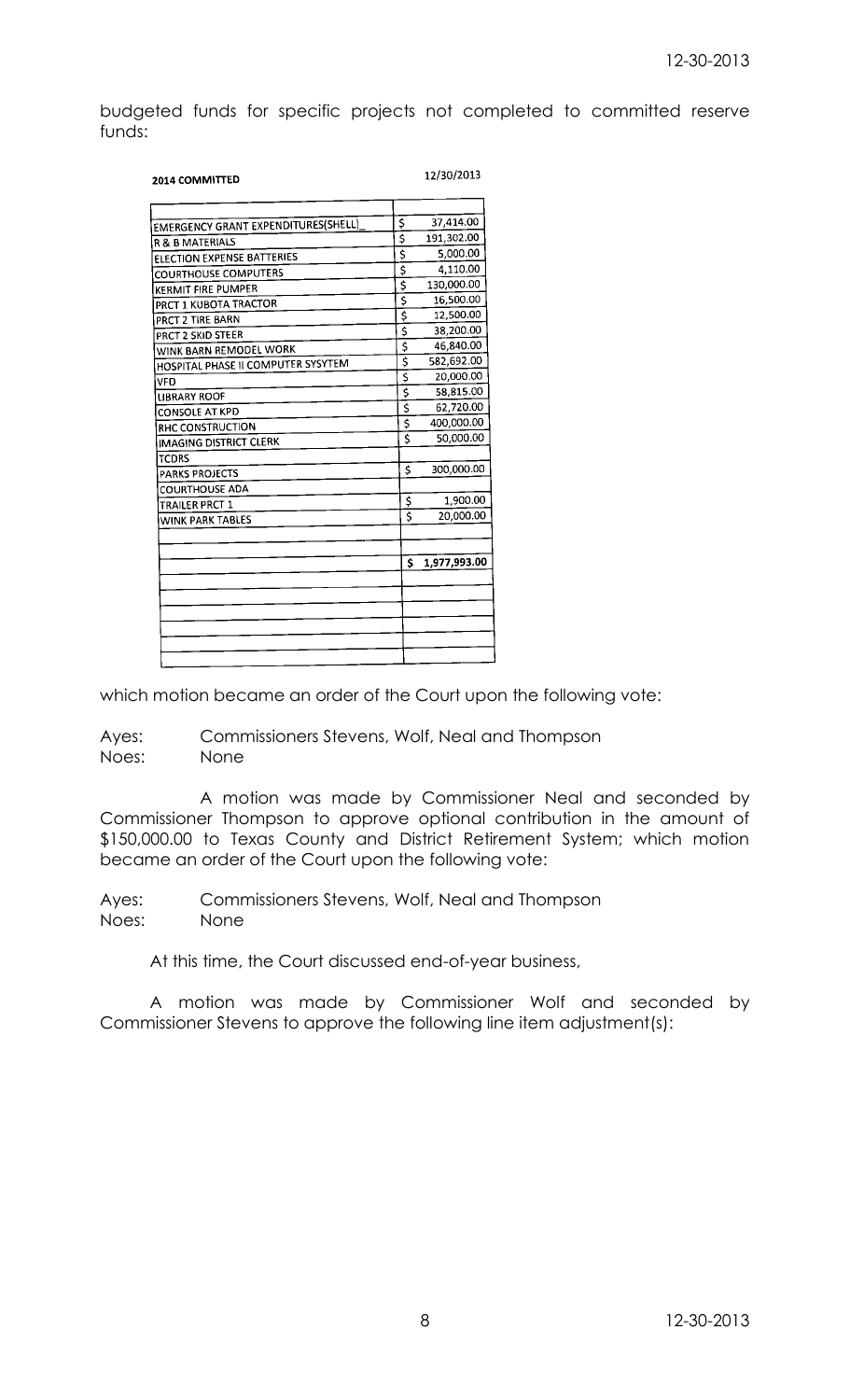budgeted funds for specific projects not completed to committed reserve funds:

| 2014 COMMITTED | 12/30/2013 |
|---|---|
| EMERGENCY GRANT EXPENDITURES(SHELL)_ | $ 37,414.00 |
| R & B MATERIALS | $ 191,302.00 |
| ELECTION EXPENSE BATTERIES | $ 5,000.00 |
| COURTHOUSE COMPUTERS | $ 4,110.00 |
| KERMIT FIRE PUMPER | $ 130,000.00 |
| PRCT 1 KUBOTA TRACTOR | $ 16,500.00 |
| PRCT 2 TIRE BARN | $ 12,500.00 |
| PRCT 2 SKID STEER | $ 38,200.00 |
| WINK BARN REMODEL WORK | $ 46,840.00 |
| HOSPITAL PHASE II COMPUTER SYSYTEM | $ 582,692.00 |
| VFD | $ 20,000.00 |
| LIBRARY ROOF | $ 58,815.00 |
| CONSOLE AT KPD | $ 62,720.00 |
| RHC CONSTRUCTION | $ 400,000.00 |
| IMAGING DISTRICT CLERK | $ 50,000.00 |
| TCDRS | |
| PARKS PROJECTS | $ 300,000.00 |
| COURTHOUSE ADA | |
| TRAILER PRCT 1 | $ 1,900.00 |
| WINK PARK TABLES | $ 20,000.00 |
| | |
| | **$ 1,977,993.00** |

which motion became an order of the Court upon the following vote:

Ayes: Commissioners Stevens, Wolf, Neal and Thompson
Noes: None

A motion was made by Commissioner Neal and seconded by Commissioner Thompson to approve optional contribution in the amount of $150,000.00 to Texas County and District Retirement System; which motion became an order of the Court upon the following vote:

Ayes: Commissioners Stevens, Wolf, Neal and Thompson
Noes: None

At this time, the Court discussed end-of-year business,

A motion was made by Commissioner Wolf and seconded by Commissioner Stevens to approve the following line item adjustment(s):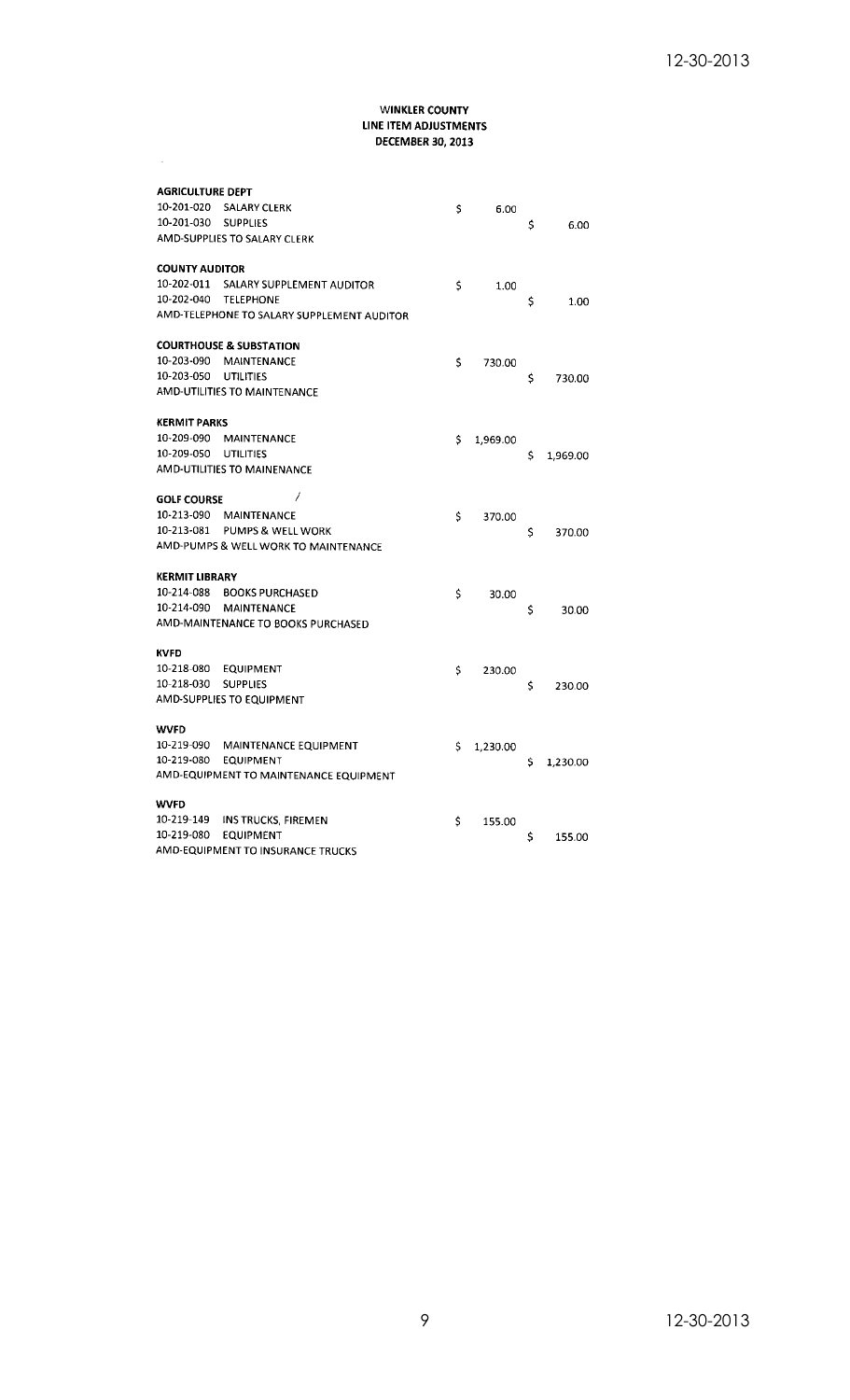**WINKLER COUNTY**
**LINE ITEM ADJUSTMENTS**
**DECEMBER 30, 2013**

**AGRICULTURE DEPT**

| | | | |
|---|---|---|---|
| 10-201-020 | SALARY CLERK | $ 6.00 | |
| 10-201-030 | SUPPLIES | | $ 6.00 |
| AMD-SUPPLIES TO SALARY CLERK | | | |

**COUNTY AUDITOR**

| | | | |
|---|---|---|---|
| 10-202-011 | SALARY SUPPLEMENT AUDITOR | $ 1.00 | |
| 10-202-040 | TELEPHONE | | $ 1.00 |
| AMD-TELEPHONE TO SALARY SUPPLEMENT AUDITOR | | | |

**COURTHOUSE & SUBSTATION**

| | | | |
|---|---|---|---|
| 10-203-090 | MAINTENANCE | $ 730.00 | |
| 10-203-050 | UTILITIES | | $ 730.00 |
| AMD-UTILITIES TO MAINTENANCE | | | |

**KERMIT PARKS**

| | | | |
|---|---|---|---|
| 10-209-090 | MAINTENANCE | $ 1,969.00 | |
| 10-209-050 | UTILITIES | | $ 1,969.00 |
| AMD-UTILITIES TO MAINENANCE | | | |

**GOLF COURSE**

| | | | |
|---|---|---|---|
| 10-213-090 | MAINTENANCE | $ 370.00 | |
| 10-213-081 | PUMPS & WELL WORK | | $ 370.00 |
| AMD-PUMPS & WELL WORK TO MAINTENANCE | | | |

**KERMIT LIBRARY**

| | | | |
|---|---|---|---|
| 10-214-088 | BOOKS PURCHASED | $ 30.00 | |
| 10-214-090 | MAINTENANCE | | $ 30.00 |
| AMD-MAINTENANCE TO BOOKS PURCHASED | | | |

**KVFD**

| | | | |
|---|---|---|---|
| 10-218-080 | EQUIPMENT | $ 230.00 | |
| 10-218-030 | SUPPLIES | | $ 230.00 |
| AMD-SUPPLIES TO EQUIPMENT | | | |

**WVFD**

| | | | |
|---|---|---|---|
| 10-219-090 | MAINTENANCE EQUIPMENT | $ 1,230.00 | |
| 10-219-080 | EQUIPMENT | | $ 1,230.00 |
| AMD-EQUIPMENT TO MAINTENANCE EQUIPMENT | | | |

**WVFD**

| | | | |
|---|---|---|---|
| 10-219-149 | INS TRUCKS, FIREMEN | $ 155.00 | |
| 10-219-080 | EQUIPMENT | | $ 155.00 |
| AMD-EQUIPMENT TO INSURANCE TRUCKS | | | |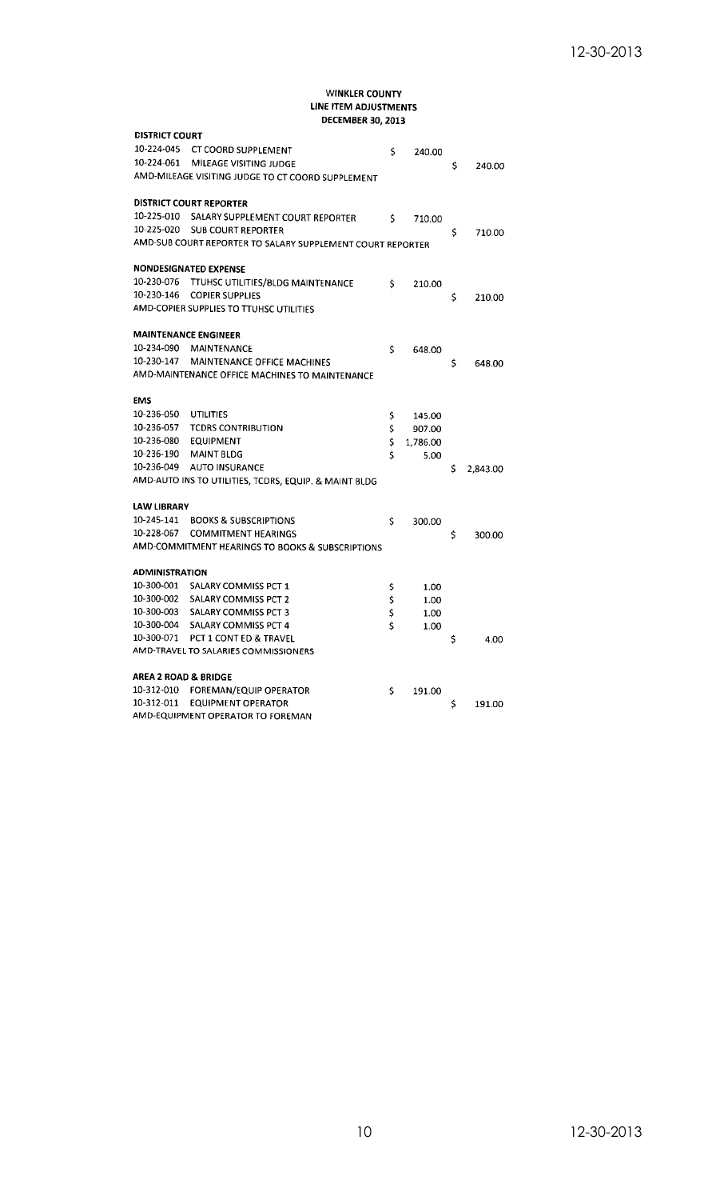**WINKLER COUNTY**
**LINE ITEM ADJUSTMENTS**
**DECEMBER 30, 2013**

| Account | Description | Increase | Decrease |
|---|---|---|---|
| **DISTRICT COURT** | | | |
| 10-224-045 | CT COORD SUPPLEMENT | $ 240.00 | |
| 10-224-061 | MILEAGE VISITING JUDGE | | $ 240.00 |
| AMD-MILEAGE VISITING JUDGE TO CT COORD SUPPLEMENT | | | |
| | | | |
| **DISTRICT COURT REPORTER** | | | |
| 10-225-010 | SALARY SUPPLEMENT COURT REPORTER | $ 710.00 | |
| 10-225-020 | SUB COURT REPORTER | | $ 710.00 |
| AMD-SUB COURT REPORTER TO SALARY SUPPLEMENT COURT REPORTER | | | |
| | | | |
| **NONDESIGNATED EXPENSE** | | | |
| 10-230-076 | TTUHSC UTILITIES/BLDG MAINTENANCE | $ 210.00 | |
| 10-230-146 | COPIER SUPPLIES | | $ 210.00 |
| AMD-COPIER SUPPLIES TO TTUHSC UTILITIES | | | |
| | | | |
| **MAINTENANCE ENGINEER** | | | |
| 10-234-090 | MAINTENANCE | $ 648.00 | |
| 10-230-147 | MAINTENANCE OFFICE MACHINES | | $ 648.00 |
| AMD-MAINTENANCE OFFICE MACHINES TO MAINTENANCE | | | |
| | | | |
| **EMS** | | | |
| 10-236-050 | UTILITIES | $ 145.00 | |
| 10-236-057 | TCDRS CONTRIBUTION | $ 907.00 | |
| 10-236-080 | EQUIPMENT | $ 1,786.00 | |
| 10-236-190 | MAINT BLDG | $ 5.00 | |
| 10-236-049 | AUTO INSURANCE | | $ 2,843.00 |
| AMD-AUTO INS TO UTILITIES, TCDRS, EQUIP. & MAINT BLDG | | | |
| | | | |
| **LAW LIBRARY** | | | |
| 10-245-141 | BOOKS & SUBSCRIPTIONS | $ 300.00 | |
| 10-228-067 | COMMITMENT HEARINGS | | $ 300.00 |
| AMD-COMMITMENT HEARINGS TO BOOKS & SUBSCRIPTIONS | | | |
| | | | |
| **ADMINISTRATION** | | | |
| 10-300-001 | SALARY COMMISS PCT 1 | $ 1.00 | |
| 10-300-002 | SALARY COMMISS PCT 2 | $ 1.00 | |
| 10-300-003 | SALARY COMMISS PCT 3 | $ 1.00 | |
| 10-300-004 | SALARY COMMISS PCT 4 | $ 1.00 | |
| 10-300-071 | PCT 1 CONT ED & TRAVEL | | $ 4.00 |
| AMD-TRAVEL TO SALARIES COMMISSIONERS | | | |
| | | | |
| **AREA 2 ROAD & BRIDGE** | | | |
| 10-312-010 | FOREMAN/EQUIP OPERATOR | $ 191.00 | |
| 10-312-011 | EQUIPMENT OPERATOR | | $ 191.00 |
| AMD-EQUIPMENT OPERATOR TO FOREMAN | | | |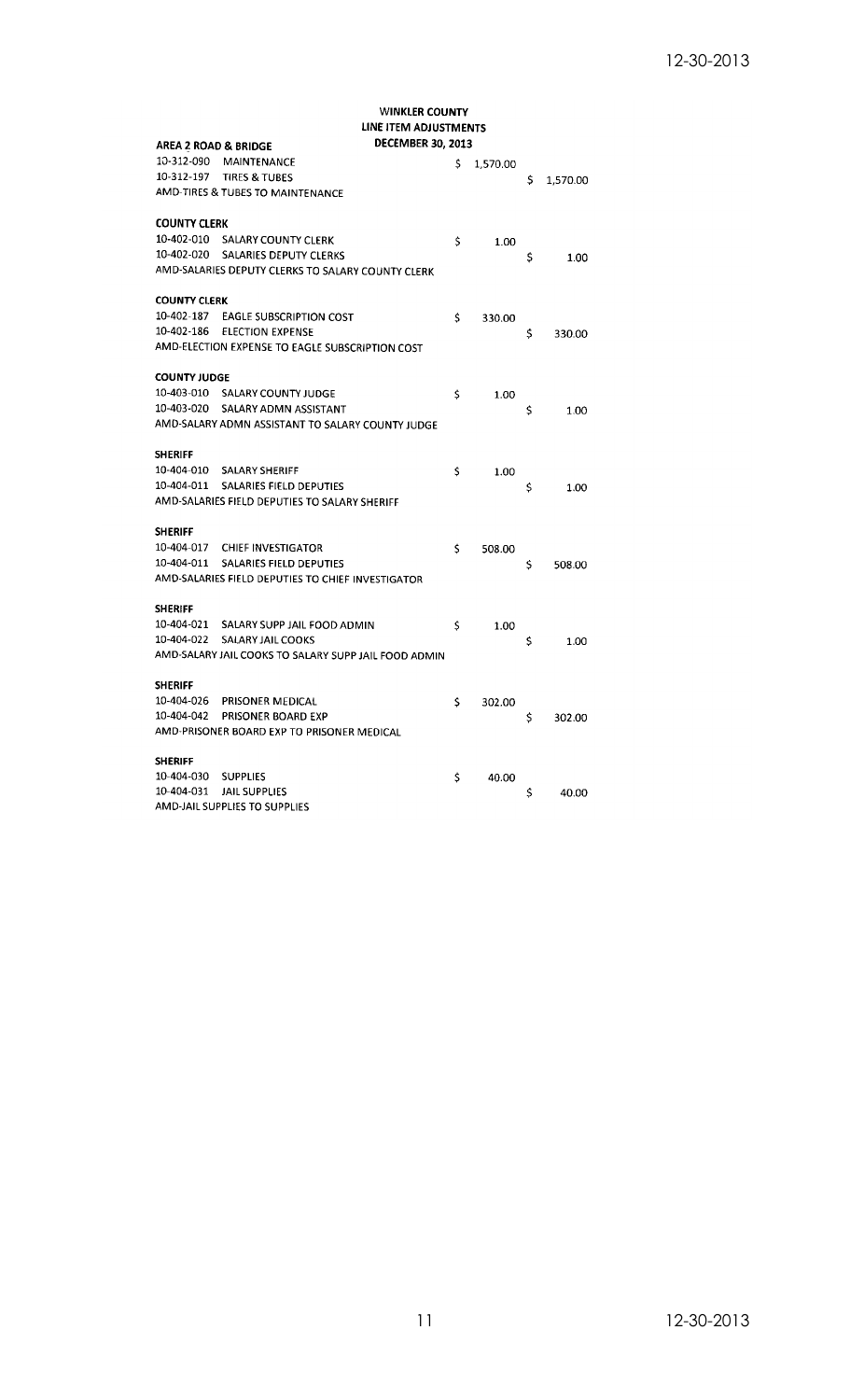**WINKLER COUNTY**
**LINE ITEM ADJUSTMENTS**
**DECEMBER 30, 2013**

**AREA 2 ROAD & BRIDGE**

| | | | |
|---|---|---|---|
| 10-312-090 | MAINTENANCE | $ 1,570.00 | |
| 10-312-197 | TIRES & TUBES | | $ 1,570.00 |

AMD-TIRES & TUBES TO MAINTENANCE

**COUNTY CLERK**

| | | | |
|---|---|---|---|
| 10-402-010 | SALARY COUNTY CLERK | $ 1.00 | |
| 10-402-020 | SALARIES DEPUTY CLERKS | | $ 1.00 |

AMD-SALARIES DEPUTY CLERKS TO SALARY COUNTY CLERK

**COUNTY CLERK**

| | | | |
|---|---|---|---|
| 10-402-187 | EAGLE SUBSCRIPTION COST | $ 330.00 | |
| 10-402-186 | ELECTION EXPENSE | | $ 330.00 |

AMD-ELECTION EXPENSE TO EAGLE SUBSCRIPTION COST

**COUNTY JUDGE**

| | | | |
|---|---|---|---|
| 10-403-010 | SALARY COUNTY JUDGE | $ 1.00 | |
| 10-403-020 | SALARY ADMN ASSISTANT | | $ 1.00 |

AMD-SALARY ADMN ASSISTANT TO SALARY COUNTY JUDGE

**SHERIFF**

| | | | |
|---|---|---|---|
| 10-404-010 | SALARY SHERIFF | $ 1.00 | |
| 10-404-011 | SALARIES FIELD DEPUTIES | | $ 1.00 |

AMD-SALARIES FIELD DEPUTIES TO SALARY SHERIFF

**SHERIFF**

| | | | |
|---|---|---|---|
| 10-404-017 | CHIEF INVESTIGATOR | $ 508.00 | |
| 10-404-011 | SALARIES FIELD DEPUTIES | | $ 508.00 |

AMD-SALARIES FIELD DEPUTIES TO CHIEF INVESTIGATOR

**SHERIFF**

| | | | |
|---|---|---|---|
| 10-404-021 | SALARY SUPP JAIL FOOD ADMIN | $ 1.00 | |
| 10-404-022 | SALARY JAIL COOKS | | $ 1.00 |

AMD-SALARY JAIL COOKS TO SALARY SUPP JAIL FOOD ADMIN

**SHERIFF**

| | | | |
|---|---|---|---|
| 10-404-026 | PRISONER MEDICAL | $ 302.00 | |
| 10-404-042 | PRISONER BOARD EXP | | $ 302.00 |

AMD-PRISONER BOARD EXP TO PRISONER MEDICAL

**SHERIFF**

| | | | |
|---|---|---|---|
| 10-404-030 | SUPPLIES | $ 40.00 | |
| 10-404-031 | JAIL SUPPLIES | | $ 40.00 |

AMD-JAIL SUPPLIES TO SUPPLIES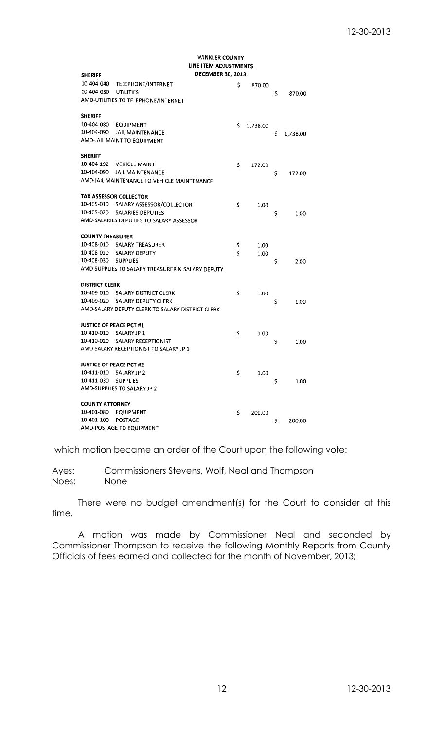**WINKLER COUNTY**
**LINE ITEM ADJUSTMENTS**
**DECEMBER 30, 2013**

| | | | |
|---|---|---|---|
| **SHERIFF** | | | |
| 10-404-040 | TELEPHONE/INTERNET | $ 870.00 | |
| 10-404-050 | UTILITIES | | $ 870.00 |
| AMD-UTILITIES TO TELEPHONE/INTERNET | | | |
| **SHERIFF** | | | |
| 10-404-080 | EQUIPMENT | $ 1,738.00 | |
| 10-404-090 | JAIL MAINTENANCE | | $ 1,738.00 |
| AMD-JAIL MAINT TO EQUIPMENT | | | |
| **SHERIFF** | | | |
| 10-404-192 | VEHICLE MAINT | $ 172.00 | |
| 10-404-090 | JAIL MAINTENANCE | | $ 172.00 |
| AMD-JAIL MAINTENANCE TO VEHICLE MAINTENANCE | | | |
| **TAX ASSESSOR COLLECTOR** | | | |
| 10-405-010 | SALARY ASSESSOR/COLLECTOR | $ 1.00 | |
| 10-405-020 | SALARIES DEPUTIES | | $ 1.00 |
| AMD-SALARIES DEPUTIES TO SALARY ASSESSOR | | | |
| **COUNTY TREASURER** | | | |
| 10-408-010 | SALARY TREASURER | $ 1.00 | |
| 10-408-020 | SALARY DEPUTY | $ 1.00 | |
| 10-408-030 | SUPPLIES | | $ 2.00 |
| AMD-SUPPLIES TO SALARY TREASURER & SALARY DEPUTY | | | |
| **DISTRICT CLERK** | | | |
| 10-409-010 | SALARY DISTRICT CLERK | $ 1.00 | |
| 10-409-020 | SALARY DEPUTY CLERK | | $ 1.00 |
| AMD-SALARY DEPUTY CLERK TO SALARY DISTRICT CLERK | | | |
| **JUSTICE OF PEACE PCT #1** | | | |
| 10-410-010 | SALARY JP 1 | $ 1.00 | |
| 10-410-020 | SALARY RECEPTIONIST | | $ 1.00 |
| AMD-SALARY RECEPTIONIST TO SALARY JP 1 | | | |
| **JUSTICE OF PEACE PCT #2** | | | |
| 10-411-010 | SALARY JP 2 | $ 1.00 | |
| 10-411-030 | SUPPLIES | | $ 1.00 |
| AMD-SUPPLIES TO SALARY JP 2 | | | |
| **COUNTY ATTORNEY** | | | |
| 10-401-080 | EQUIPMENT | $ 200.00 | |
| 10-401-100 | POSTAGE | | $ 200.00 |
| AMD-POSTAGE TO EQUIPMENT | | | |

which motion became an order of the Court upon the following vote:

Ayes: Commissioners Stevens, Wolf, Neal and Thompson
Noes: None

There were no budget amendment(s) for the Court to consider at this time.

A motion was made by Commissioner Neal and seconded by Commissioner Thompson to receive the following Monthly Reports from County Officials of fees earned and collected for the month of November, 2013;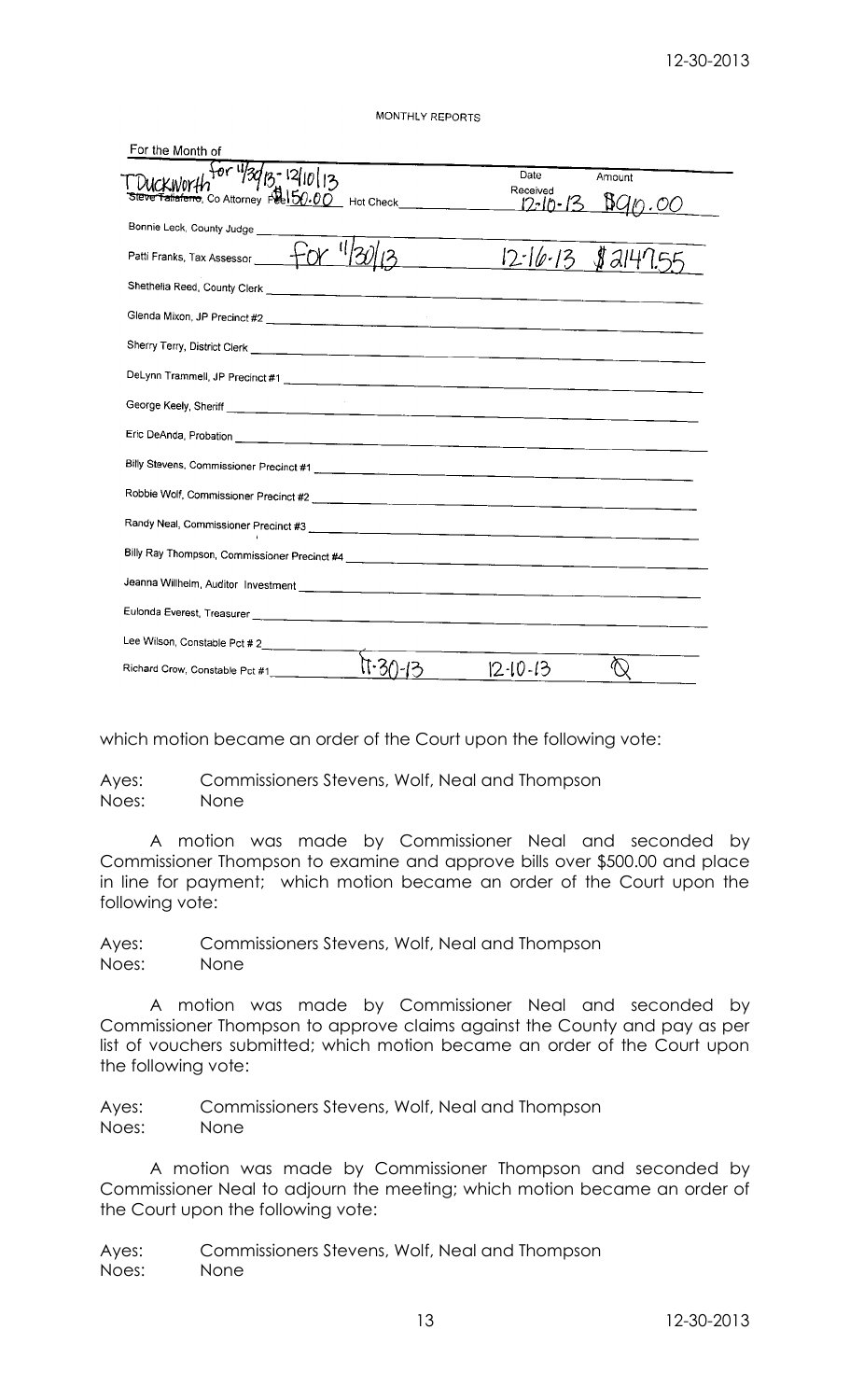MONTHLY REPORTS

| For the Month of | | Date Received | Amount |
|---|---|---|---|
| ~~Steve Taliaferro~~, Co Attorney Fee | T Duckworth for 11/30/13 - 12/10/13 $150.00 Hct Check | 12-10-13 | $910.00 |
| Bonnie Leck, County Judge | | | |
| Patti Franks, Tax Assessor | for 11/30/13 | 12-16-13 | $2147.55 |
| Shethelia Reed, County Clerk | | | |
| Glenda Mixon, JP Precinct #2 | | | |
| Sherry Terry, District Clerk | | | |
| DeLynn Trammell, JP Precinct #1 | | | |
| George Keely, Sheriff | | | |
| Eric DeAnda, Probation | | | |
| Billy Stevens, Commissioner Precinct #1 | | | |
| Robbie Wolf, Commissioner Precinct #2 | | | |
| Randy Neal, Commissioner Precinct #3 | | | |
| Billy Ray Thompson, Commissioner Precinct #4 | | | |
| Jeanna Willhelm, Auditor Investment | | | |
| Eulonda Everest, Treasurer | | | |
| Lee Wilson, Constable Pct # 2 | | | |
| Richard Crow, Constable Pct #1 | 11-30-13 | 12-10-13 | Ø |

which motion became an order of the Court upon the following vote:

Ayes: Commissioners Stevens, Wolf, Neal and Thompson
Noes: None

A motion was made by Commissioner Neal and seconded by Commissioner Thompson to examine and approve bills over $500.00 and place in line for payment; which motion became an order of the Court upon the following vote:

Ayes: Commissioners Stevens, Wolf, Neal and Thompson
Noes: None

A motion was made by Commissioner Neal and seconded by Commissioner Thompson to approve claims against the County and pay as per list of vouchers submitted; which motion became an order of the Court upon the following vote:

Ayes: Commissioners Stevens, Wolf, Neal and Thompson
Noes: None

A motion was made by Commissioner Thompson and seconded by Commissioner Neal to adjourn the meeting; which motion became an order of the Court upon the following vote:

Ayes: Commissioners Stevens, Wolf, Neal and Thompson
Noes: None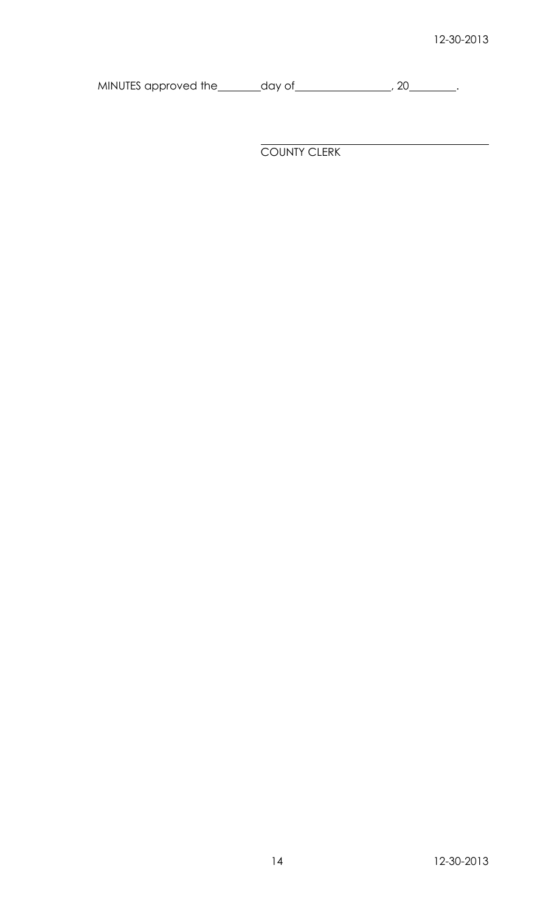MINUTES approved the\_\_\_\_\_\_\_\_day of\_\_\_\_\_\_\_\_\_\_\_\_\_\_\_\_\_\_\_, 20\_\_\_\_\_\_\_\_\_.

\_\_\_\_\_\_\_\_\_\_\_\_\_\_\_\_\_\_\_\_\_\_\_\_\_\_\_\_\_\_\_\_\_\_\_\_\_\_\_\_

COUNTY CLERK